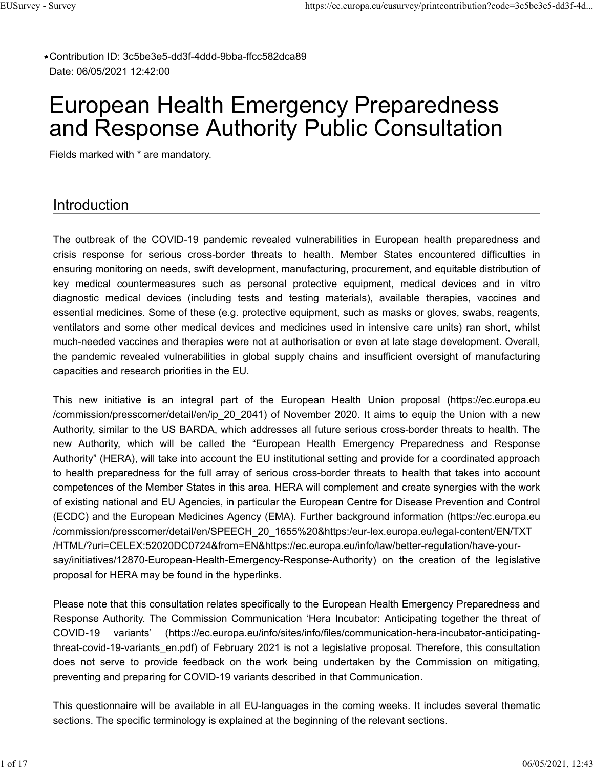* Contribution ID: 3c5be3e5-dd3f-4ddd-9bba-ffcc582dca89
Date: 06/05/2021 12:42:00

# European Health Emergency Preparedness and Response Authority Public Consultation

Fields marked with * are mandatory.

## Introduction

The outbreak of the COVID-19 pandemic revealed vulnerabilities in European health preparedness and crisis response for serious cross-border threats to health. Member States encountered difficulties in ensuring monitoring on needs, swift development, manufacturing, procurement, and equitable distribution of key medical countermeasures such as personal protective equipment, medical devices and in vitro diagnostic medical devices (including tests and testing materials), available therapies, vaccines and essential medicines. Some of these (e.g. protective equipment, such as masks or gloves, swabs, reagents, ventilators and some other medical devices and medicines used in intensive care units) ran short, whilst much-needed vaccines and therapies were not at authorisation or even at late stage development. Overall, the pandemic revealed vulnerabilities in global supply chains and insufficient oversight of manufacturing capacities and research priorities in the EU.

This new initiative is an integral part of the European Health Union proposal (https://ec.europa.eu/commission/presscorner/detail/en/ip_20_2041) of November 2020. It aims to equip the Union with a new Authority, similar to the US BARDA, which addresses all future serious cross-border threats to health. The new Authority, which will be called the “European Health Emergency Preparedness and Response Authority” (HERA), will take into account the EU institutional setting and provide for a coordinated approach to health preparedness for the full array of serious cross-border threats to health that takes into account competences of the Member States in this area. HERA will complement and create synergies with the work of existing national and EU Agencies, in particular the European Centre for Disease Prevention and Control (ECDC) and the European Medicines Agency (EMA). Further background information (https://ec.europa.eu/commission/presscorner/detail/en/SPEECH_20_1655%20&https:/eur-lex.europa.eu/legal-content/EN/TXT/HTML/?uri=CELEX:52020DC0724&from=EN&https://ec.europa.eu/info/law/better-regulation/have-your-say/initiatives/12870-European-Health-Emergency-Response-Authority) on the creation of the legislative proposal for HERA may be found in the hyperlinks.

Please note that this consultation relates specifically to the European Health Emergency Preparedness and Response Authority. The Commission Communication ‘Hera Incubator: Anticipating together the threat of COVID-19 variants’ (https://ec.europa.eu/info/sites/info/files/communication-hera-incubator-anticipating-threat-covid-19-variants_en.pdf) of February 2021 is not a legislative proposal. Therefore, this consultation does not serve to provide feedback on the work being undertaken by the Commission on mitigating, preventing and preparing for COVID-19 variants described in that Communication.

This questionnaire will be available in all EU-languages in the coming weeks. It includes several thematic sections. The specific terminology is explained at the beginning of the relevant sections.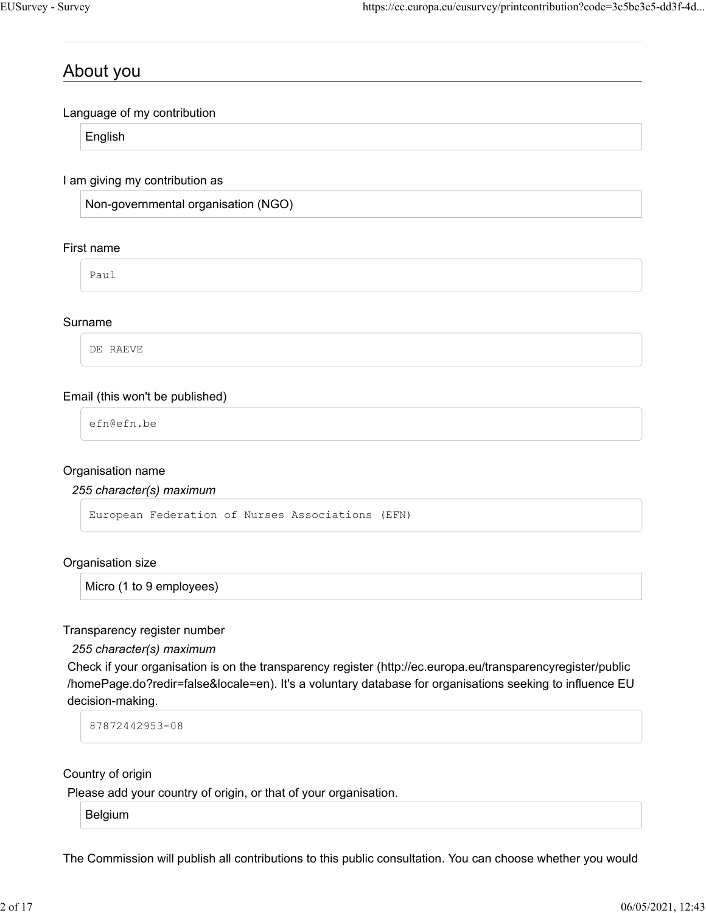## About you

Language of my contribution

English

I am giving my contribution as

Non-governmental organisation (NGO)

First name

Paul

Surname

DE RAEVE

Email (this won't be published)

efn@efn.be

Organisation name

*255 character(s) maximum*

European Federation of Nurses Associations (EFN)

Organisation size

Micro (1 to 9 employees)

Transparency register number

*255 character(s) maximum*

Check if your organisation is on the transparency register (http://ec.europa.eu/transparencyregister/public/homePage.do?redir=false&locale=en). It's a voluntary database for organisations seeking to influence EU decision-making.

87872442953-08

Country of origin

Please add your country of origin, or that of your organisation.

Belgium

The Commission will publish all contributions to this public consultation. You can choose whether you would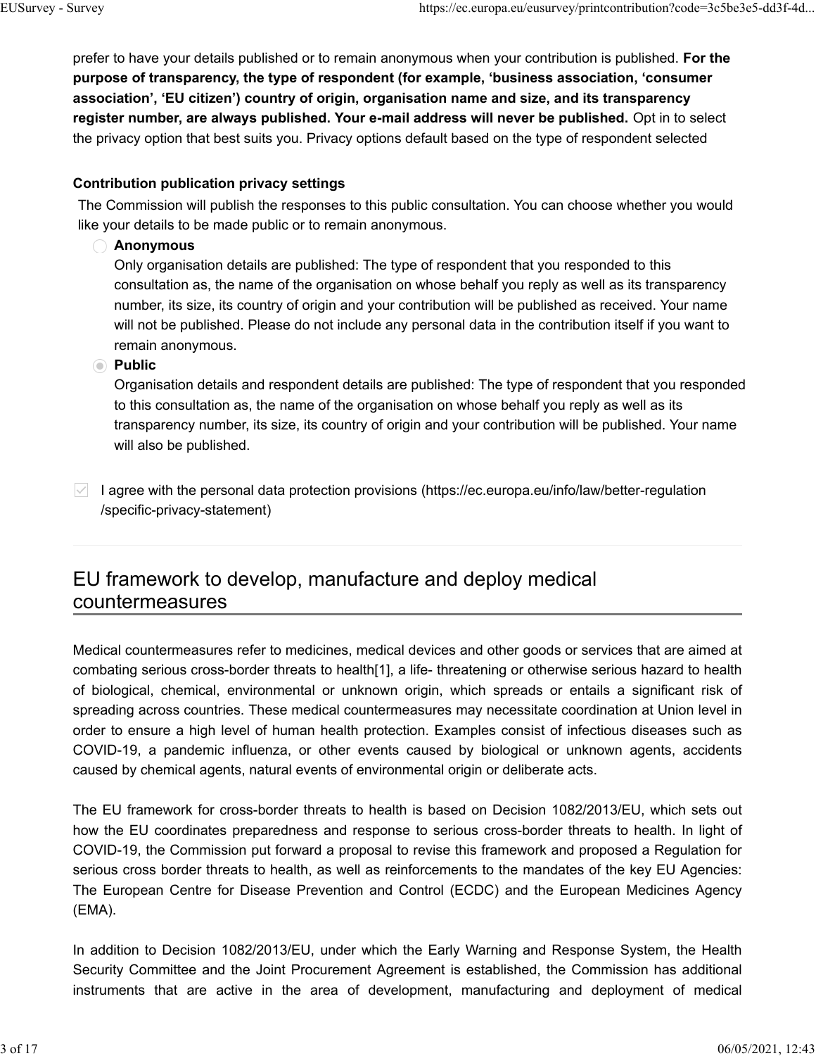prefer to have your details published or to remain anonymous when your contribution is published. **For the purpose of transparency, the type of respondent (for example, 'business association, 'consumer association', 'EU citizen') country of origin, organisation name and size, and its transparency register number, are always published. Your e-mail address will never be published.** Opt in to select the privacy option that best suits you. Privacy options default based on the type of respondent selected

**Contribution publication privacy settings**

The Commission will publish the responses to this public consultation. You can choose whether you would like your details to be made public or to remain anonymous.

- ◯ **Anonymous**
  Only organisation details are published: The type of respondent that you responded to this consultation as, the name of the organisation on whose behalf you reply as well as its transparency number, its size, its country of origin and your contribution will be published as received. Your name will not be published. Please do not include any personal data in the contribution itself if you want to remain anonymous.
- ◉ **Public**
  Organisation details and respondent details are published: The type of respondent that you responded to this consultation as, the name of the organisation on whose behalf you reply as well as its transparency number, its size, its country of origin and your contribution will be published. Your name will also be published.

☑ I agree with the personal data protection provisions (https://ec.europa.eu/info/law/better-regulation/specific-privacy-statement)

## EU framework to develop, manufacture and deploy medical countermeasures

Medical countermeasures refer to medicines, medical devices and other goods or services that are aimed at combating serious cross-border threats to health[1], a life- threatening or otherwise serious hazard to health of biological, chemical, environmental or unknown origin, which spreads or entails a significant risk of spreading across countries. These medical countermeasures may necessitate coordination at Union level in order to ensure a high level of human health protection. Examples consist of infectious diseases such as COVID-19, a pandemic influenza, or other events caused by biological or unknown agents, accidents caused by chemical agents, natural events of environmental origin or deliberate acts.

The EU framework for cross-border threats to health is based on Decision 1082/2013/EU, which sets out how the EU coordinates preparedness and response to serious cross-border threats to health. In light of COVID-19, the Commission put forward a proposal to revise this framework and proposed a Regulation for serious cross border threats to health, as well as reinforcements to the mandates of the key EU Agencies: The European Centre for Disease Prevention and Control (ECDC) and the European Medicines Agency (EMA).

In addition to Decision 1082/2013/EU, under which the Early Warning and Response System, the Health Security Committee and the Joint Procurement Agreement is established, the Commission has additional instruments that are active in the area of development, manufacturing and deployment of medical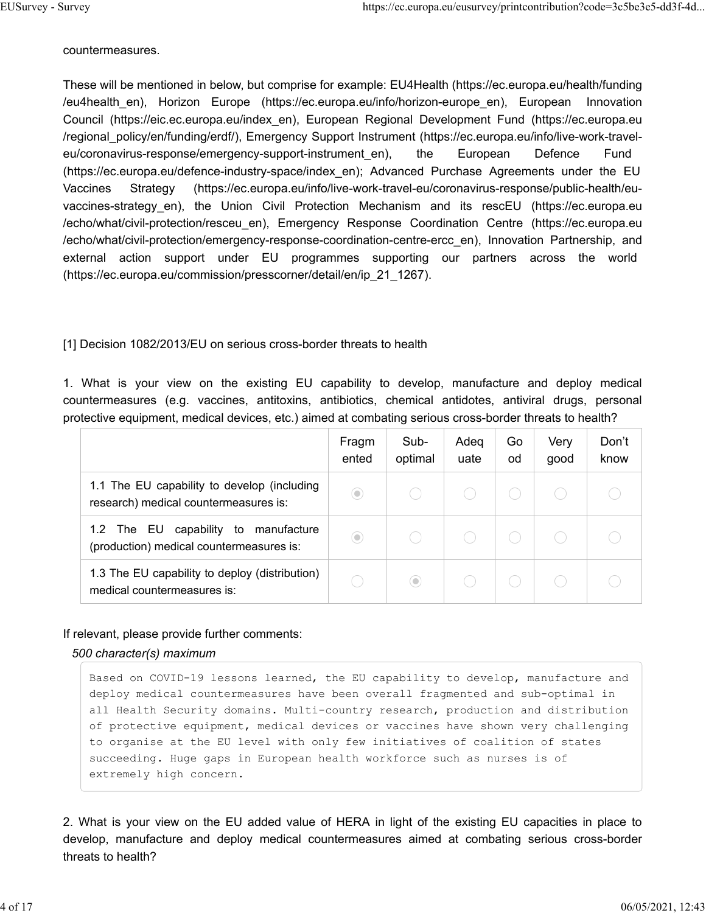countermeasures.

These will be mentioned in below, but comprise for example: EU4Health (https://ec.europa.eu/health/funding/eu4health_en), Horizon Europe (https://ec.europa.eu/info/horizon-europe_en), European Innovation Council (https://eic.ec.europa.eu/index_en), European Regional Development Fund (https://ec.europa.eu/regional_policy/en/funding/erdf/), Emergency Support Instrument (https://ec.europa.eu/info/live-work-travel-eu/coronavirus-response/emergency-support-instrument_en), the European Defence Fund (https://ec.europa.eu/defence-industry-space/index_en); Advanced Purchase Agreements under the EU Vaccines Strategy (https://ec.europa.eu/info/live-work-travel-eu/coronavirus-response/public-health/eu-vaccines-strategy_en), the Union Civil Protection Mechanism and its rescEU (https://ec.europa.eu/echo/what/civil-protection/resceu_en), Emergency Response Coordination Centre (https://ec.europa.eu/echo/what/civil-protection/emergency-response-coordination-centre-ercc_en), Innovation Partnership, and external action support under EU programmes supporting our partners across the world (https://ec.europa.eu/commission/presscorner/detail/en/ip_21_1267).

[1] Decision 1082/2013/EU on serious cross-border threats to health

1. What is your view on the existing EU capability to develop, manufacture and deploy medical countermeasures (e.g. vaccines, antitoxins, antibiotics, chemical antidotes, antiviral drugs, personal protective equipment, medical devices, etc.) aimed at combating serious cross-border threats to health?

| | Fragmented | Sub-optimal | Adequate | Good | Very good | Don't know |
|---|---|---|---|---|---|---|
| 1.1 The EU capability to develop (including research) medical countermeasures is: | ◉ | ○ | ○ | ○ | ○ | ○ |
| 1.2 The EU capability to manufacture (production) medical countermeasures is: | ◉ | ○ | ○ | ○ | ○ | ○ |
| 1.3 The EU capability to deploy (distribution) medical countermeasures is: | ○ | ◉ | ○ | ○ | ○ | ○ |

If relevant, please provide further comments:

*500 character(s) maximum*

```
Based on COVID-19 lessons learned, the EU capability to develop, manufacture and
deploy medical countermeasures have been overall fragmented and sub-optimal in
all Health Security domains. Multi-country research, production and distribution
of protective equipment, medical devices or vaccines have shown very challenging
to organise at the EU level with only few initiatives of coalition of states
succeeding. Huge gaps in European health workforce such as nurses is of
extremely high concern.
```

2. What is your view on the EU added value of HERA in light of the existing EU capacities in place to develop, manufacture and deploy medical countermeasures aimed at combating serious cross-border threats to health?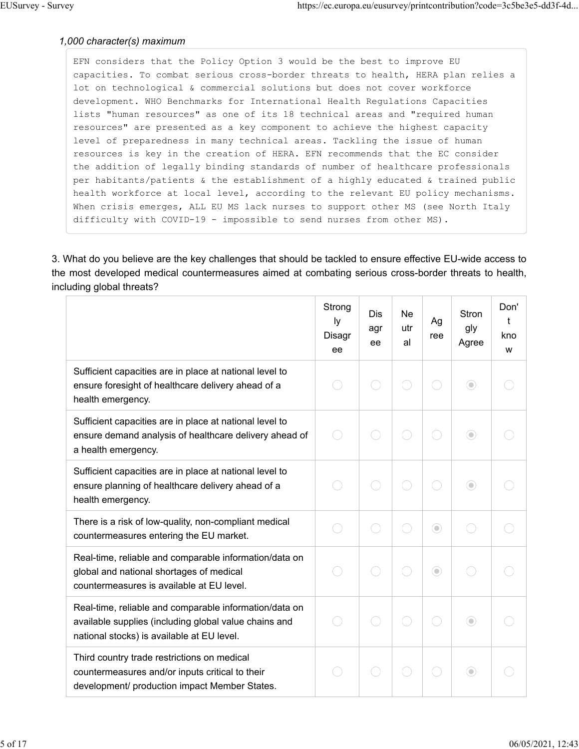*1,000 character(s) maximum*

```
EFN considers that the Policy Option 3 would be the best to improve EU
capacities. To combat serious cross-border threats to health, HERA plan relies a
lot on technological & commercial solutions but does not cover workforce
development. WHO Benchmarks for International Health Regulations Capacities
lists "human resources" as one of its 18 technical areas and "required human
resources" are presented as a key component to achieve the highest capacity
level of preparedness in many technical areas. Tackling the issue of human
resources is key in the creation of HERA. EFN recommends that the EC consider
the addition of legally binding standards of number of healthcare professionals
per habitants/patients & the establishment of a highly educated & trained public
health workforce at local level, according to the relevant EU policy mechanisms.
When crisis emerges, ALL EU MS lack nurses to support other MS (see North Italy
difficulty with COVID-19 - impossible to send nurses from other MS).
```

3. What do you believe are the key challenges that should be tackled to ensure effective EU-wide access to the most developed medical countermeasures aimed at combating serious cross-border threats to health, including global threats?

| | Strongly Disagree | Disagree | Neutral | Agree | Strongly Agree | Don't know |
|---|---|---|---|---|---|---|
| Sufficient capacities are in place at national level to ensure foresight of healthcare delivery ahead of a health emergency. | | | | | X | |
| Sufficient capacities are in place at national level to ensure demand analysis of healthcare delivery ahead of a health emergency. | | | | | X | |
| Sufficient capacities are in place at national level to ensure planning of healthcare delivery ahead of a health emergency. | | | | | X | |
| There is a risk of low-quality, non-compliant medical countermeasures entering the EU market. | | | | X | | |
| Real-time, reliable and comparable information/data on global and national shortages of medical countermeasures is available at EU level. | | | | X | | |
| Real-time, reliable and comparable information/data on available supplies (including global value chains and national stocks) is available at EU level. | | | | | X | |
| Third country trade restrictions on medical countermeasures and/or inputs critical to their development/ production impact Member States. | | | | | X | |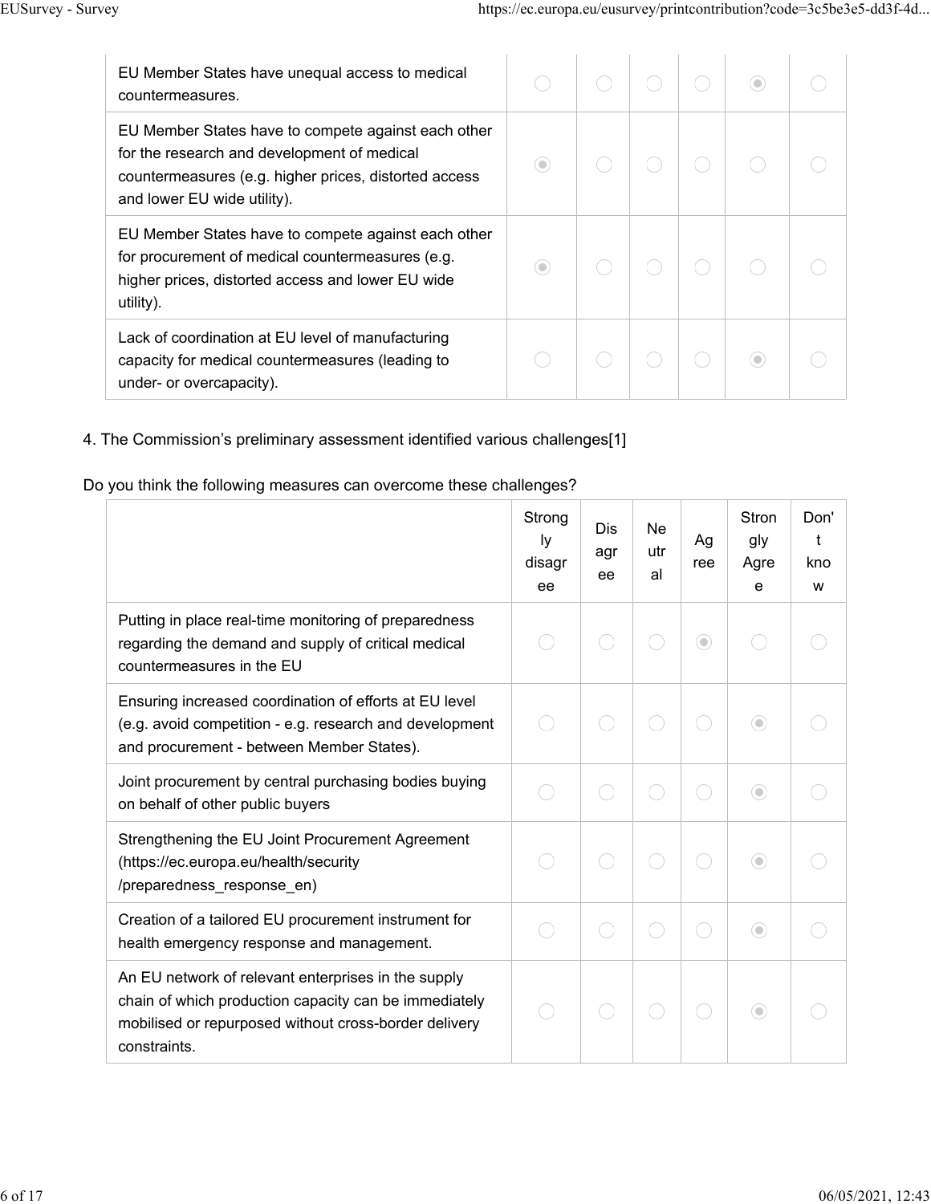| | | | | | | |
|---|---|---|---|---|---|---|
| EU Member States have unequal access to medical countermeasures. | | | | | X | |
| EU Member States have to compete against each other for the research and development of medical countermeasures (e.g. higher prices, distorted access and lower EU wide utility). | X | | | | | |
| EU Member States have to compete against each other for procurement of medical countermeasures (e.g. higher prices, distorted access and lower EU wide utility). | X | | | | | |
| Lack of coordination at EU level of manufacturing capacity for medical countermeasures (leading to under- or overcapacity). | | | | | X | |

4. The Commission's preliminary assessment identified various challenges[1]

Do you think the following measures can overcome these challenges?

| | Strongly disagree | Disagree | Neutral | Agree | Strongly Agree | Don't know |
|---|---|---|---|---|---|---|
| Putting in place real-time monitoring of preparedness regarding the demand and supply of critical medical countermeasures in the EU | | | | X | | |
| Ensuring increased coordination of efforts at EU level (e.g. avoid competition - e.g. research and development and procurement - between Member States). | | | | | X | |
| Joint procurement by central purchasing bodies buying on behalf of other public buyers | | | | | X | |
| Strengthening the EU Joint Procurement Agreement (https://ec.europa.eu/health/security/preparedness_response_en) | | | | | X | |
| Creation of a tailored EU procurement instrument for health emergency response and management. | | | | | X | |
| An EU network of relevant enterprises in the supply chain of which production capacity can be immediately mobilised or repurposed without cross-border delivery constraints. | | | | | X | |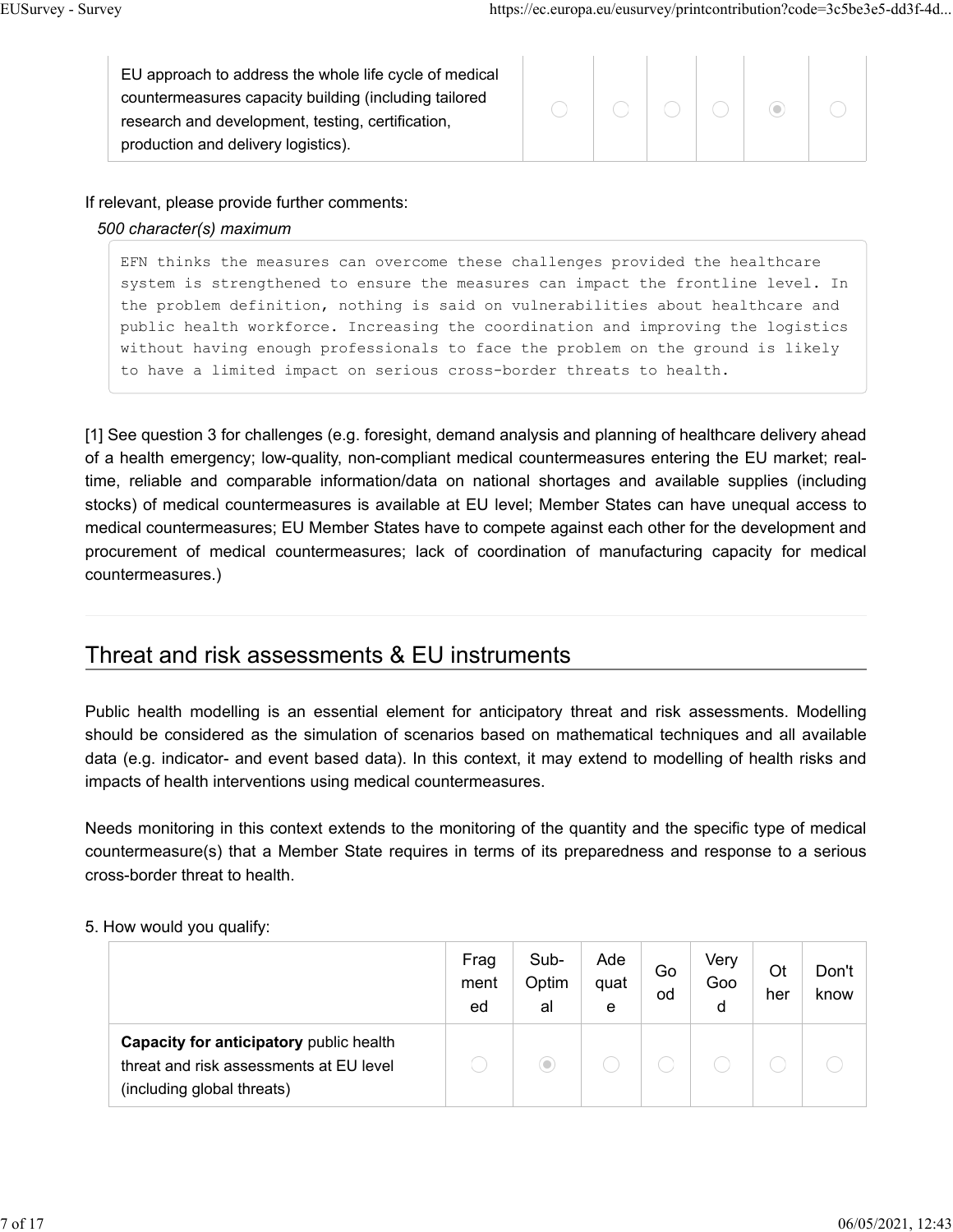| | | | | | | |
|---|---|---|---|---|---|---|
| EU approach to address the whole life cycle of medical countermeasures capacity building (including tailored research and development, testing, certification, production and delivery logistics). | ◯ | ◯ | ◯ | ◯ | ◉ | ◯ |

If relevant, please provide further comments:

*500 character(s) maximum*

```
EFN thinks the measures can overcome these challenges provided the healthcare system is strengthened to ensure the measures can impact the frontline level. In the problem definition, nothing is said on vulnerabilities about healthcare and public health workforce. Increasing the coordination and improving the logistics without having enough professionals to face the problem on the ground is likely to have a limited impact on serious cross-border threats to health.
```

[1] See question 3 for challenges (e.g. foresight, demand analysis and planning of healthcare delivery ahead of a health emergency; low-quality, non-compliant medical countermeasures entering the EU market; real-time, reliable and comparable information/data on national shortages and available supplies (including stocks) of medical countermeasures is available at EU level; Member States can have unequal access to medical countermeasures; EU Member States have to compete against each other for the development and procurement of medical countermeasures; lack of coordination of manufacturing capacity for medical countermeasures.)

## Threat and risk assessments & EU instruments

Public health modelling is an essential element for anticipatory threat and risk assessments. Modelling should be considered as the simulation of scenarios based on mathematical techniques and all available data (e.g. indicator- and event based data). In this context, it may extend to modelling of health risks and impacts of health interventions using medical countermeasures.

Needs monitoring in this context extends to the monitoring of the quantity and the specific type of medical countermeasure(s) that a Member State requires in terms of its preparedness and response to a serious cross-border threat to health.

5. How would you qualify:

| | Fragmented | Sub-Optimal | Adequate | Good | Very Good | Other | Don't know |
|---|---|---|---|---|---|---|---|
| **Capacity for anticipatory** public health threat and risk assessments at EU level (including global threats) | ◯ | ◉ | ◯ | ◯ | ◯ | ◯ | ◯ |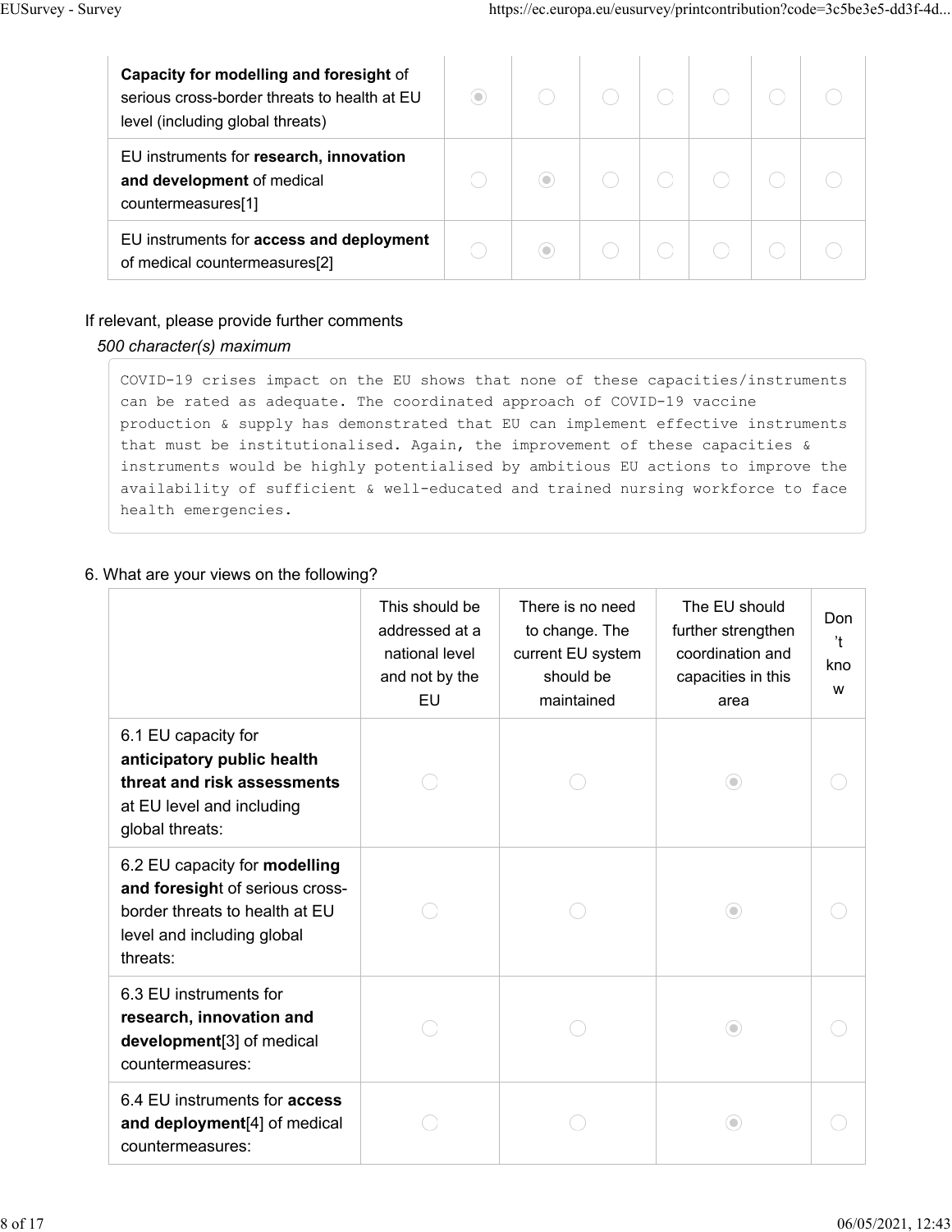| | | | | | | | |
|---|---|---|---|---|---|---|---|
| **Capacity for modelling and foresight** of serious cross-border threats to health at EU level (including global threats) | ◉ | ◯ | ◯ | ◯ | ◯ | ◯ | ◯ |
| EU instruments for **research, innovation and development** of medical countermeasures[1] | ◯ | ◉ | ◯ | ◯ | ◯ | ◯ | ◯ |
| EU instruments for **access and deployment** of medical countermeasures[2] | ◯ | ◉ | ◯ | ◯ | ◯ | ◯ | ◯ |

If relevant, please provide further comments

*500 character(s) maximum*

```
COVID-19 crises impact on the EU shows that none of these capacities/instruments can be rated as adequate. The coordinated approach of COVID-19 vaccine production & supply has demonstrated that EU can implement effective instruments that must be institutionalised. Again, the improvement of these capacities & instruments would be highly potentialised by ambitious EU actions to improve the availability of sufficient & well-educated and trained nursing workforce to face health emergencies.
```

6. What are your views on the following?

| | This should be addressed at a national level and not by the EU | There is no need to change. The current EU system should be maintained | The EU should further strengthen coordination and capacities in this area | Don't know |
|---|---|---|---|---|
| 6.1 EU capacity for **anticipatory public health threat and risk assessments** at EU level and including global threats: | ◯ | ◯ | ◉ | ◯ |
| 6.2 EU capacity for **modelling and foresight** of serious cross-border threats to health at EU level and including global threats: | ◯ | ◯ | ◉ | ◯ |
| 6.3 EU instruments for **research, innovation and development**[3] of medical countermeasures: | ◯ | ◯ | ◉ | ◯ |
| 6.4 EU instruments for **access and deployment**[4] of medical countermeasures: | ◯ | ◯ | ◉ | ◯ |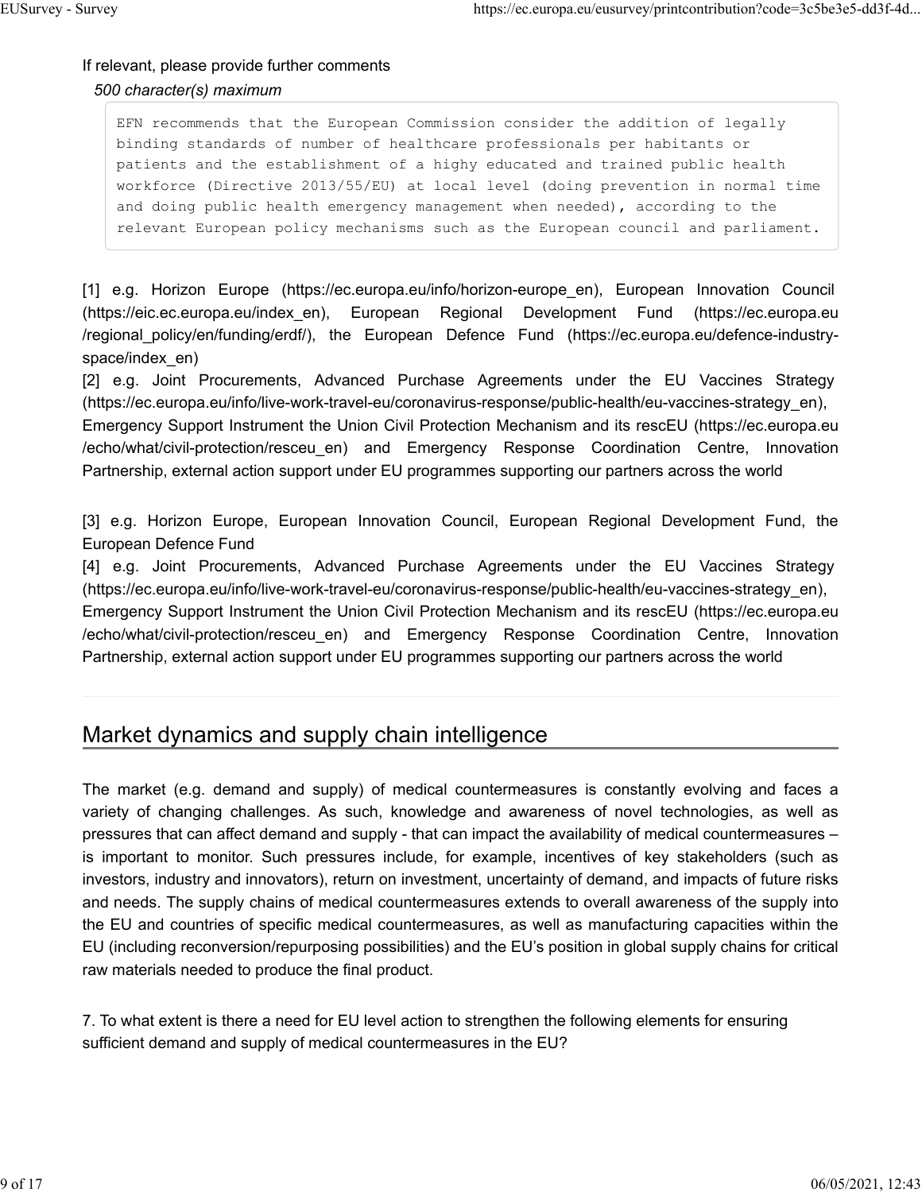If relevant, please provide further comments

*500 character(s) maximum*

```
EFN recommends that the European Commission consider the addition of legally
binding standards of number of healthcare professionals per habitants or
patients and the establishment of a highy educated and trained public health
workforce (Directive 2013/55/EU) at local level (doing prevention in normal time
and doing public health emergency management when needed), according to the
relevant European policy mechanisms such as the European council and parliament.
```

[1] e.g. Horizon Europe (https://ec.europa.eu/info/horizon-europe_en), European Innovation Council (https://eic.ec.europa.eu/index_en), European Regional Development Fund (https://ec.europa.eu/regional_policy/en/funding/erdf/), the European Defence Fund (https://ec.europa.eu/defence-industry-space/index_en)

[2] e.g. Joint Procurements, Advanced Purchase Agreements under the EU Vaccines Strategy (https://ec.europa.eu/info/live-work-travel-eu/coronavirus-response/public-health/eu-vaccines-strategy_en), Emergency Support Instrument the Union Civil Protection Mechanism and its rescEU (https://ec.europa.eu/echo/what/civil-protection/resceu_en) and Emergency Response Coordination Centre, Innovation Partnership, external action support under EU programmes supporting our partners across the world

[3] e.g. Horizon Europe, European Innovation Council, European Regional Development Fund, the European Defence Fund

[4] e.g. Joint Procurements, Advanced Purchase Agreements under the EU Vaccines Strategy (https://ec.europa.eu/info/live-work-travel-eu/coronavirus-response/public-health/eu-vaccines-strategy_en), Emergency Support Instrument the Union Civil Protection Mechanism and its rescEU (https://ec.europa.eu/echo/what/civil-protection/resceu_en) and Emergency Response Coordination Centre, Innovation Partnership, external action support under EU programmes supporting our partners across the world

## Market dynamics and supply chain intelligence

The market (e.g. demand and supply) of medical countermeasures is constantly evolving and faces a variety of changing challenges. As such, knowledge and awareness of novel technologies, as well as pressures that can affect demand and supply - that can impact the availability of medical countermeasures – is important to monitor. Such pressures include, for example, incentives of key stakeholders (such as investors, industry and innovators), return on investment, uncertainty of demand, and impacts of future risks and needs. The supply chains of medical countermeasures extends to overall awareness of the supply into the EU and countries of specific medical countermeasures, as well as manufacturing capacities within the EU (including reconversion/repurposing possibilities) and the EU's position in global supply chains for critical raw materials needed to produce the final product.

7. To what extent is there a need for EU level action to strengthen the following elements for ensuring sufficient demand and supply of medical countermeasures in the EU?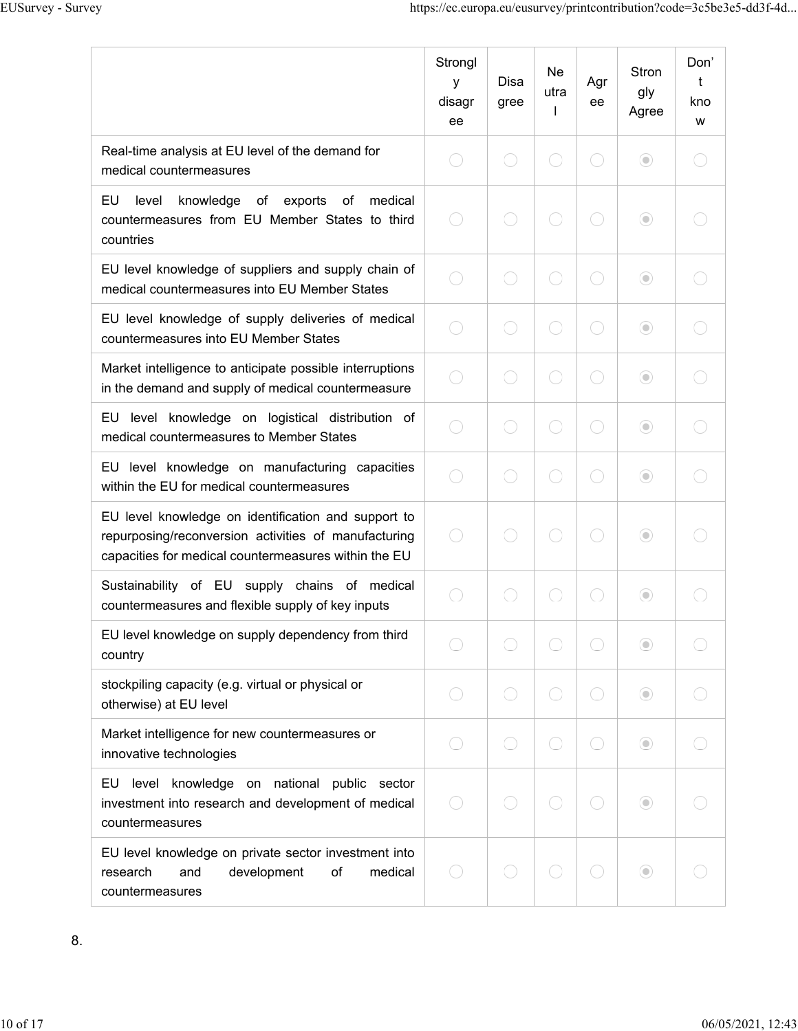| | Strongly disagree | Disagree | Neutral | Agree | Strongly Agree | Don't know |
|---|---|---|---|---|---|---|
| Real-time analysis at EU level of the demand for medical countermeasures | ○ | ○ | ○ | ○ | ◉ | ○ |
| EU level knowledge of exports of medical countermeasures from EU Member States to third countries | ○ | ○ | ○ | ○ | ◉ | ○ |
| EU level knowledge of suppliers and supply chain of medical countermeasures into EU Member States | ○ | ○ | ○ | ○ | ◉ | ○ |
| EU level knowledge of supply deliveries of medical countermeasures into EU Member States | ○ | ○ | ○ | ○ | ◉ | ○ |
| Market intelligence to anticipate possible interruptions in the demand and supply of medical countermeasure | ○ | ○ | ○ | ○ | ◉ | ○ |
| EU level knowledge on logistical distribution of medical countermeasures to Member States | ○ | ○ | ○ | ○ | ◉ | ○ |
| EU level knowledge on manufacturing capacities within the EU for medical countermeasures | ○ | ○ | ○ | ○ | ◉ | ○ |
| EU level knowledge on identification and support to repurposing/reconversion activities of manufacturing capacities for medical countermeasures within the EU | ○ | ○ | ○ | ○ | ◉ | ○ |
| Sustainability of EU supply chains of medical countermeasures and flexible supply of key inputs | ○ | ○ | ○ | ○ | ◉ | ○ |
| EU level knowledge on supply dependency from third country | ○ | ○ | ○ | ○ | ◉ | ○ |
| stockpiling capacity (e.g. virtual or physical or otherwise) at EU level | ○ | ○ | ○ | ○ | ◉ | ○ |
| Market intelligence for new countermeasures or innovative technologies | ○ | ○ | ○ | ○ | ◉ | ○ |
| EU level knowledge on national public sector investment into research and development of medical countermeasures | ○ | ○ | ○ | ○ | ◉ | ○ |
| EU level knowledge on private sector investment into research and development of medical countermeasures | ○ | ○ | ○ | ○ | ◉ | ○ |

8.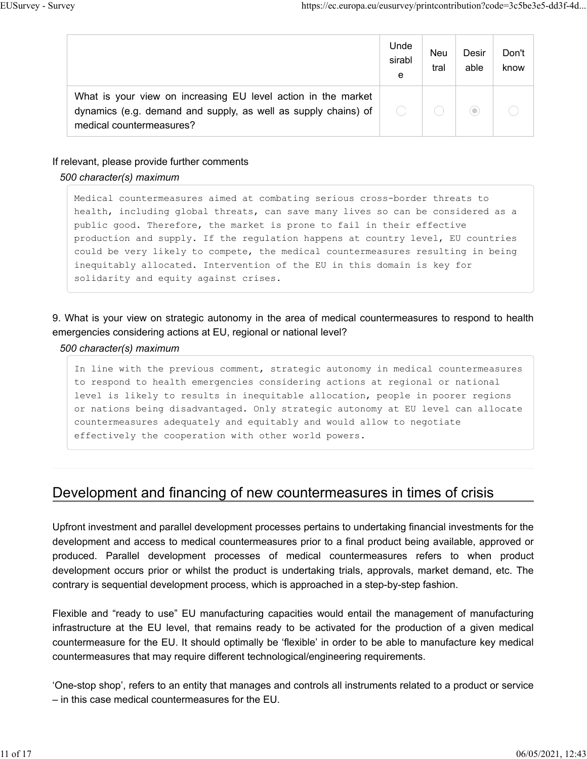| | Undesirable | Neutral | Desirable | Don't know |
|---|---|---|---|---|
| What is your view on increasing EU level action in the market dynamics (e.g. demand and supply, as well as supply chains) of medical countermeasures? | ◯ | ◯ | ◉ | ◯ |

If relevant, please provide further comments

*500 character(s) maximum*

```
Medical countermeasures aimed at combating serious cross-border threats to
health, including global threats, can save many lives so can be considered as a
public good. Therefore, the market is prone to fail in their effective
production and supply. If the regulation happens at country level, EU countries
could be very likely to compete, the medical countermeasures resulting in being
inequitably allocated. Intervention of the EU in this domain is key for
solidarity and equity against crises.
```

9. What is your view on strategic autonomy in the area of medical countermeasures to respond to health emergencies considering actions at EU, regional or national level?

*500 character(s) maximum*

```
In line with the previous comment, strategic autonomy in medical countermeasures
to respond to health emergencies considering actions at regional or national
level is likely to results in inequitable allocation, people in poorer regions
or nations being disadvantaged. Only strategic autonomy at EU level can allocate
countermeasures adequately and equitably and would allow to negotiate
effectively the cooperation with other world powers.
```

## Development and financing of new countermeasures in times of crisis

Upfront investment and parallel development processes pertains to undertaking financial investments for the development and access to medical countermeasures prior to a final product being available, approved or produced. Parallel development processes of medical countermeasures refers to when product development occurs prior or whilst the product is undertaking trials, approvals, market demand, etc. The contrary is sequential development process, which is approached in a step-by-step fashion.

Flexible and "ready to use" EU manufacturing capacities would entail the management of manufacturing infrastructure at the EU level, that remains ready to be activated for the production of a given medical countermeasure for the EU. It should optimally be 'flexible' in order to be able to manufacture key medical countermeasures that may require different technological/engineering requirements.

'One-stop shop', refers to an entity that manages and controls all instruments related to a product or service – in this case medical countermeasures for the EU.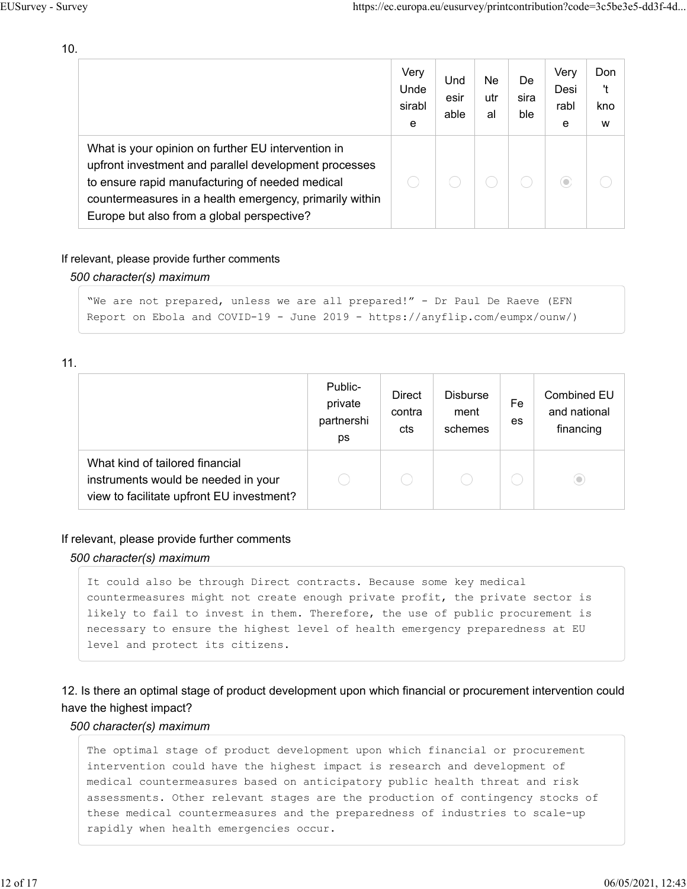10.

| | Very Undesirable | Undesirable | Neutral | Desirable | Very Desirable | Don't know |
|---|---|---|---|---|---|---|
| What is your opinion on further EU intervention in upfront investment and parallel development processes to ensure rapid manufacturing of needed medical countermeasures in a health emergency, primarily within Europe but also from a global perspective? | ◯ | ◯ | ◯ | ◯ | ◉ | ◯ |

If relevant, please provide further comments

*500 character(s) maximum*

"We are not prepared, unless we are all prepared!" - Dr Paul De Raeve (EFN Report on Ebola and COVID-19 - June 2019 - https://anyflip.com/eumpx/ounw/)

11.

| | Public-private partnerships | Direct contracts | Disbursement schemes | Fees | Combined EU and national financing |
|---|---|---|---|---|---|
| What kind of tailored financial instruments would be needed in your view to facilitate upfront EU investment? | ◯ | ◯ | ◯ | ◯ | ◉ |

If relevant, please provide further comments

*500 character(s) maximum*

It could also be through Direct contracts. Because some key medical countermeasures might not create enough private profit, the private sector is likely to fail to invest in them. Therefore, the use of public procurement is necessary to ensure the highest level of health emergency preparedness at EU level and protect its citizens.

12. Is there an optimal stage of product development upon which financial or procurement intervention could have the highest impact?

*500 character(s) maximum*

The optimal stage of product development upon which financial or procurement intervention could have the highest impact is research and development of medical countermeasures based on anticipatory public health threat and risk assessments. Other relevant stages are the production of contingency stocks of these medical countermeasures and the preparedness of industries to scale-up rapidly when health emergencies occur.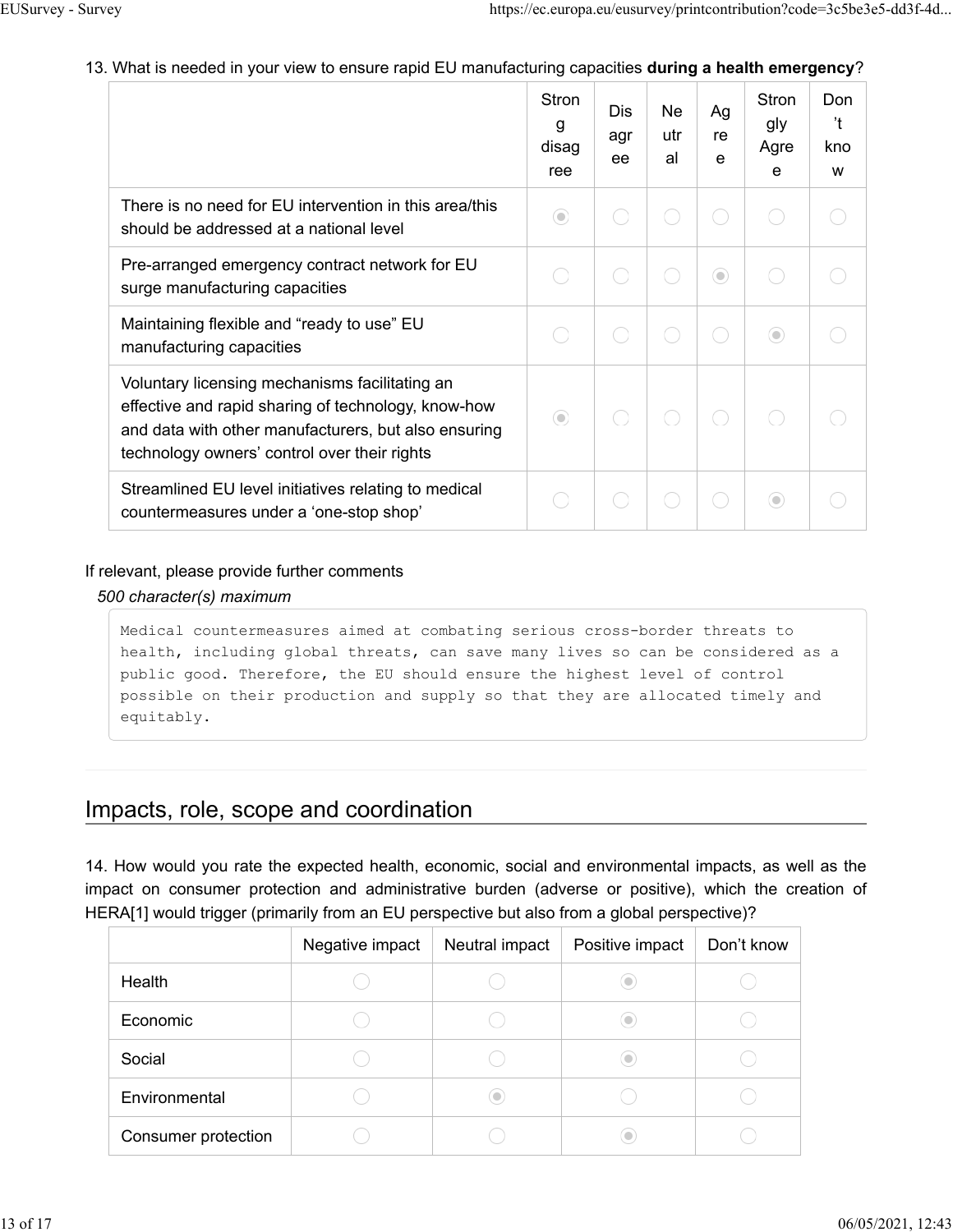13. What is needed in your view to ensure rapid EU manufacturing capacities **during a health emergency**?

| | Strong disagree | Disagree | Neutral | Agree | Strongly Agree | Don't know |
|---|---|---|---|---|---|---|
| There is no need for EU intervention in this area/this should be addressed at a national level | ◉ | | | | | |
| Pre-arranged emergency contract network for EU surge manufacturing capacities | | | | ◉ | | |
| Maintaining flexible and "ready to use" EU manufacturing capacities | | | | | ◉ | |
| Voluntary licensing mechanisms facilitating an effective and rapid sharing of technology, know-how and data with other manufacturers, but also ensuring technology owners' control over their rights | ◉ | | | | | |
| Streamlined EU level initiatives relating to medical countermeasures under a 'one-stop shop' | | | | | ◉ | |

If relevant, please provide further comments

*500 character(s) maximum*

```
Medical countermeasures aimed at combating serious cross-border threats to health, including global threats, can save many lives so can be considered as a public good. Therefore, the EU should ensure the highest level of control possible on their production and supply so that they are allocated timely and equitably.
```

## Impacts, role, scope and coordination

14. How would you rate the expected health, economic, social and environmental impacts, as well as the impact on consumer protection and administrative burden (adverse or positive), which the creation of HERA[1] would trigger (primarily from an EU perspective but also from a global perspective)?

| | Negative impact | Neutral impact | Positive impact | Don't know |
|---|---|---|---|---|
| Health | | | ◉ | |
| Economic | | | ◉ | |
| Social | | | ◉ | |
| Environmental | | ◉ | | |
| Consumer protection | | | ◉ | |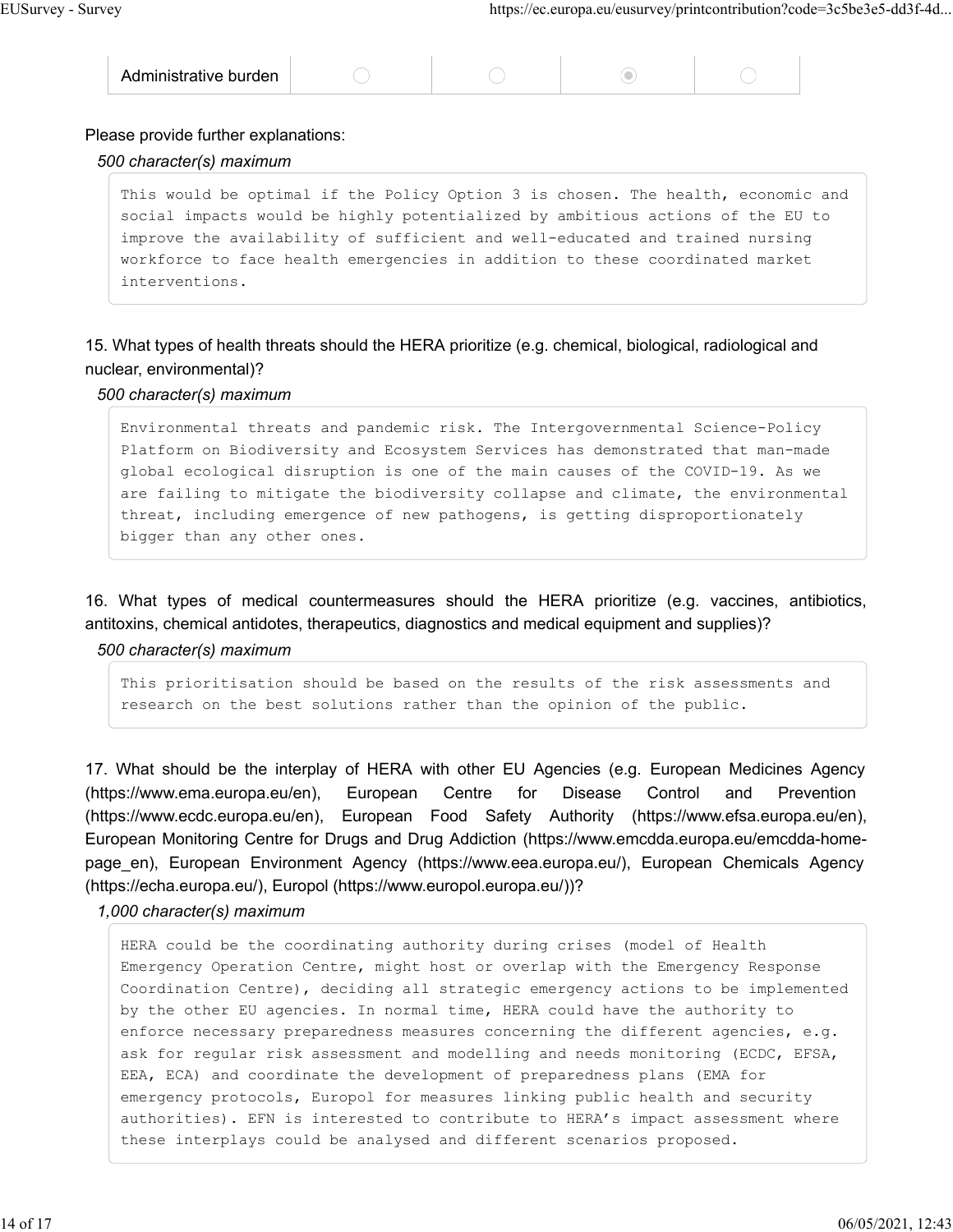| Administrative burden | ○ | ○ | ◉ | ○ |
|---|---|---|---|---|

Please provide further explanations:

*500 character(s) maximum*

This would be optimal if the Policy Option 3 is chosen. The health, economic and social impacts would be highly potentialized by ambitious actions of the EU to improve the availability of sufficient and well-educated and trained nursing workforce to face health emergencies in addition to these coordinated market interventions.

15. What types of health threats should the HERA prioritize (e.g. chemical, biological, radiological and nuclear, environmental)?

*500 character(s) maximum*

Environmental threats and pandemic risk. The Intergovernmental Science-Policy Platform on Biodiversity and Ecosystem Services has demonstrated that man-made global ecological disruption is one of the main causes of the COVID-19. As we are failing to mitigate the biodiversity collapse and climate, the environmental threat, including emergence of new pathogens, is getting disproportionately bigger than any other ones.

16. What types of medical countermeasures should the HERA prioritize (e.g. vaccines, antibiotics, antitoxins, chemical antidotes, therapeutics, diagnostics and medical equipment and supplies)?

*500 character(s) maximum*

This prioritisation should be based on the results of the risk assessments and research on the best solutions rather than the opinion of the public.

17. What should be the interplay of HERA with other EU Agencies (e.g. European Medicines Agency (https://www.ema.europa.eu/en), European Centre for Disease Control and Prevention (https://www.ecdc.europa.eu/en), European Food Safety Authority (https://www.efsa.europa.eu/en), European Monitoring Centre for Drugs and Drug Addiction (https://www.emcdda.europa.eu/emcdda-home-page_en), European Environment Agency (https://www.eea.europa.eu/), European Chemicals Agency (https://echa.europa.eu/), Europol (https://www.europol.europa.eu/))?

*1,000 character(s) maximum*

HERA could be the coordinating authority during crises (model of Health Emergency Operation Centre, might host or overlap with the Emergency Response Coordination Centre), deciding all strategic emergency actions to be implemented by the other EU agencies. In normal time, HERA could have the authority to enforce necessary preparedness measures concerning the different agencies, e.g. ask for regular risk assessment and modelling and needs monitoring (ECDC, EFSA, EEA, ECA) and coordinate the development of preparedness plans (EMA for emergency protocols, Europol for measures linking public health and security authorities). EFN is interested to contribute to HERA's impact assessment where these interplays could be analysed and different scenarios proposed.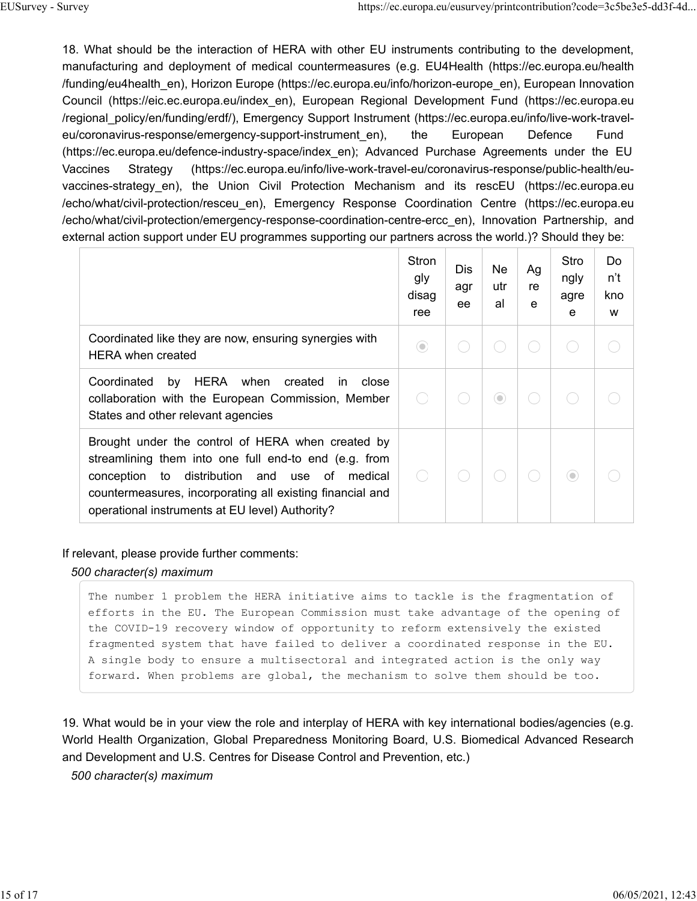18. What should be the interaction of HERA with other EU instruments contributing to the development, manufacturing and deployment of medical countermeasures (e.g. EU4Health (https://ec.europa.eu/health/funding/eu4health_en), Horizon Europe (https://ec.europa.eu/info/horizon-europe_en), European Innovation Council (https://eic.ec.europa.eu/index_en), European Regional Development Fund (https://ec.europa.eu/regional_policy/en/funding/erdf/), Emergency Support Instrument (https://ec.europa.eu/info/live-work-travel-eu/coronavirus-response/emergency-support-instrument_en), the European Defence Fund (https://ec.europa.eu/defence-industry-space/index_en); Advanced Purchase Agreements under the EU Vaccines Strategy (https://ec.europa.eu/info/live-work-travel-eu/coronavirus-response/public-health/eu-vaccines-strategy_en), the Union Civil Protection Mechanism and its rescEU (https://ec.europa.eu/echo/what/civil-protection/resceu_en), Emergency Response Coordination Centre (https://ec.europa.eu/echo/what/civil-protection/emergency-response-coordination-centre-ercc_en), Innovation Partnership, and external action support under EU programmes supporting our partners across the world.)? Should they be:

| | Strongly disagree | Disagree | Neutral | Agree | Strongly agree | Don't know |
|---|---|---|---|---|---|---|
| Coordinated like they are now, ensuring synergies with HERA when created | ◉ | ○ | ○ | ○ | ○ | ○ |
| Coordinated by HERA when created in close collaboration with the European Commission, Member States and other relevant agencies | ○ | ○ | ◉ | ○ | ○ | ○ |
| Brought under the control of HERA when created by streamlining them into one full end-to end (e.g. from conception to distribution and use of medical countermeasures, incorporating all existing financial and operational instruments at EU level) Authority? | ○ | ○ | ○ | ○ | ◉ | ○ |

If relevant, please provide further comments:

*500 character(s) maximum*

```
The number 1 problem the HERA initiative aims to tackle is the fragmentation of efforts in the EU. The European Commission must take advantage of the opening of the COVID-19 recovery window of opportunity to reform extensively the existed fragmented system that have failed to deliver a coordinated response in the EU. A single body to ensure a multisectoral and integrated action is the only way forward. When problems are global, the mechanism to solve them should be too.
```

19. What would be in your view the role and interplay of HERA with key international bodies/agencies (e.g. World Health Organization, Global Preparedness Monitoring Board, U.S. Biomedical Advanced Research and Development and U.S. Centres for Disease Control and Prevention, etc.)

*500 character(s) maximum*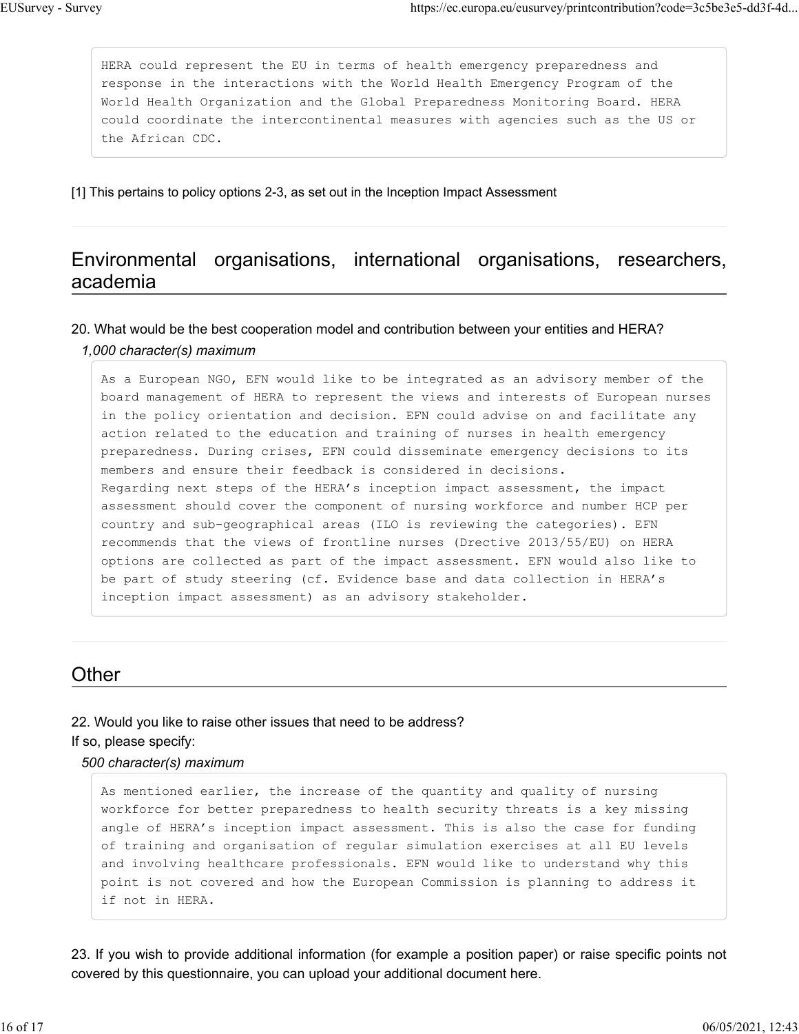HERA could represent the EU in terms of health emergency preparedness and response in the interactions with the World Health Emergency Program of the World Health Organization and the Global Preparedness Monitoring Board. HERA could coordinate the intercontinental measures with agencies such as the US or the African CDC.

[1] This pertains to policy options 2-3, as set out in the Inception Impact Assessment

## Environmental organisations, international organisations, researchers, academia

20. What would be the best cooperation model and contribution between your entities and HERA?

*1,000 character(s) maximum*

As a European NGO, EFN would like to be integrated as an advisory member of the board management of HERA to represent the views and interests of European nurses in the policy orientation and decision. EFN could advise on and facilitate any action related to the education and training of nurses in health emergency preparedness. During crises, EFN could disseminate emergency decisions to its members and ensure their feedback is considered in decisions.
Regarding next steps of the HERA's inception impact assessment, the impact assessment should cover the component of nursing workforce and number HCP per country and sub-geographical areas (ILO is reviewing the categories). EFN recommends that the views of frontline nurses (Drective 2013/55/EU) on HERA options are collected as part of the impact assessment. EFN would also like to be part of study steering (cf. Evidence base and data collection in HERA's inception impact assessment) as an advisory stakeholder.

## Other

22. Would you like to raise other issues that need to be address?
If so, please specify:

*500 character(s) maximum*

As mentioned earlier, the increase of the quantity and quality of nursing workforce for better preparedness to health security threats is a key missing angle of HERA's inception impact assessment. This is also the case for funding of training and organisation of regular simulation exercises at all EU levels and involving healthcare professionals. EFN would like to understand why this point is not covered and how the European Commission is planning to address it if not in HERA.

23. If you wish to provide additional information (for example a position paper) or raise specific points not covered by this questionnaire, you can upload your additional document here.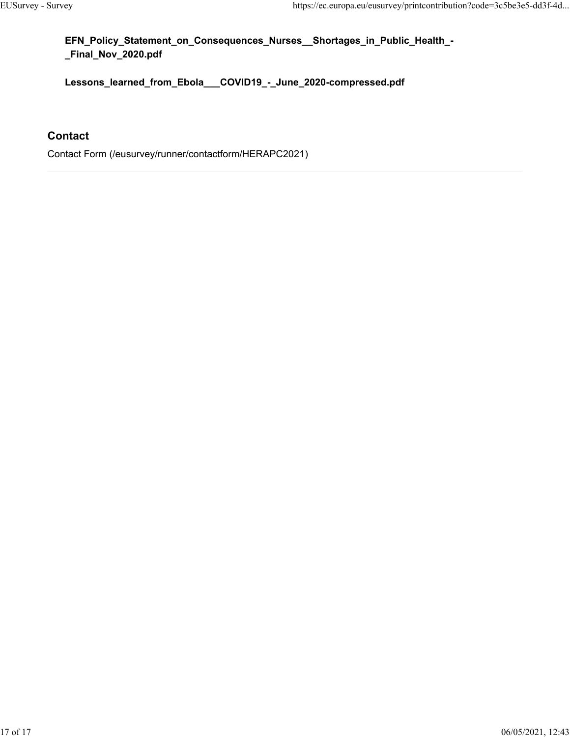**EFN_Policy_Statement_on_Consequences_Nurses__Shortages_in_Public_Health_-_Final_Nov_2020.pdf**

**Lessons_learned_from_Ebola___COVID19_-_June_2020-compressed.pdf**

## Contact

Contact Form (/eusurvey/runner/contactform/HERAPC2021)